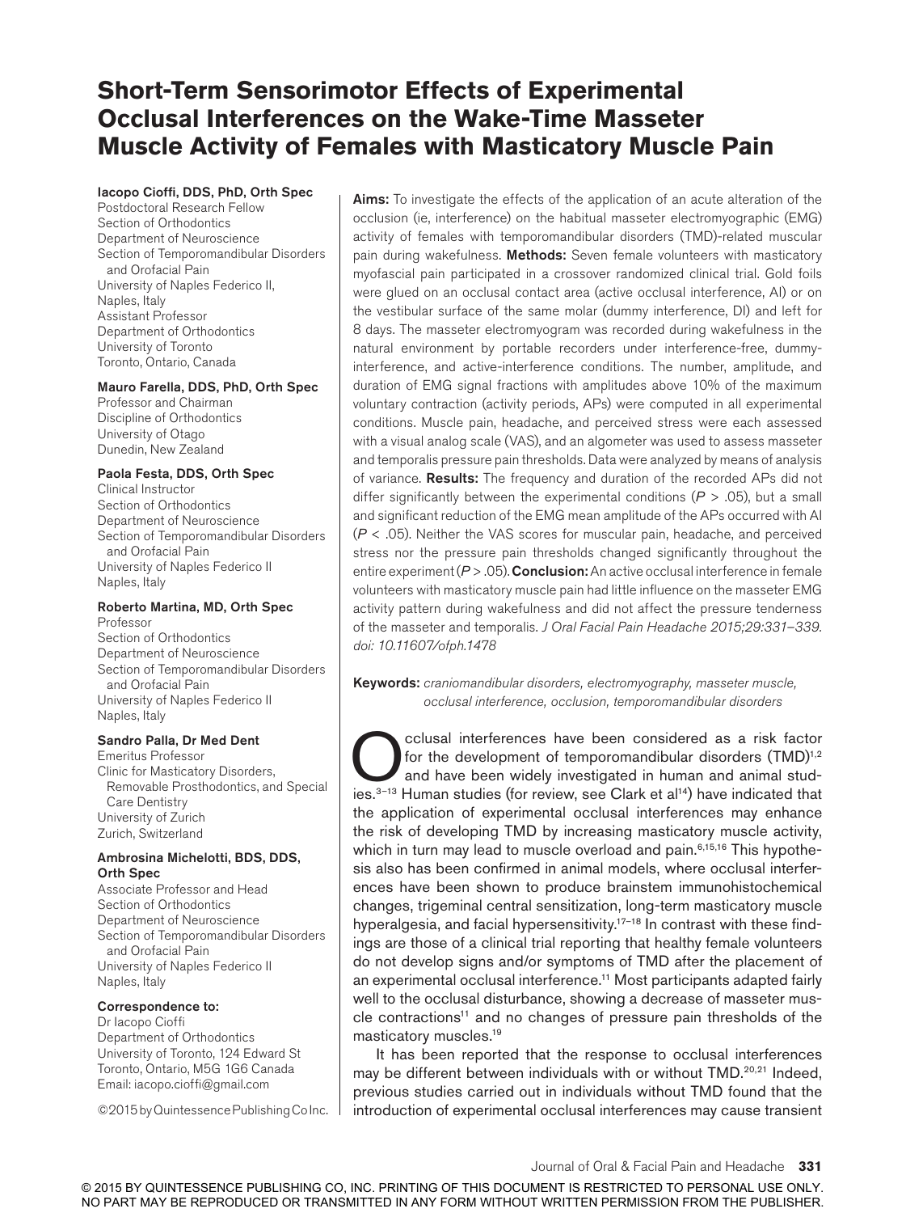# Short-Term Sensorimotor Effects of Experimental Occlusal Interferences on the Wake-Time Masseter Muscle Activity of Females with Masticatory Muscle Pain

**Iacopo Cioffi, DDS, PhD, Orth Spec**
Postdoctoral Research Fellow
Section of Orthodontics
Department of Neuroscience
Section of Temporomandibular Disorders and Orofacial Pain
University of Naples Federico II, Naples, Italy
Assistant Professor
Department of Orthodontics
University of Toronto
Toronto, Ontario, Canada

**Mauro Farella, DDS, PhD, Orth Spec**
Professor and Chairman
Discipline of Orthodontics
University of Otago
Dunedin, New Zealand

**Paola Festa, DDS, Orth Spec**
Clinical Instructor
Section of Orthodontics
Department of Neuroscience
Section of Temporomandibular Disorders and Orofacial Pain
University of Naples Federico II
Naples, Italy

**Roberto Martina, MD, Orth Spec**
Professor
Section of Orthodontics
Department of Neuroscience
Section of Temporomandibular Disorders and Orofacial Pain
University of Naples Federico II
Naples, Italy

**Sandro Palla, Dr Med Dent**
Emeritus Professor
Clinic for Masticatory Disorders, Removable Prosthodontics, and Special Care Dentistry
University of Zurich
Zurich, Switzerland

**Ambrosina Michelotti, BDS, DDS, Orth Spec**
Associate Professor and Head
Section of Orthodontics
Department of Neuroscience
Section of Temporomandibular Disorders and Orofacial Pain
University of Naples Federico II
Naples, Italy

**Correspondence to:**
Dr Iacopo Cioffi
Department of Orthodontics
University of Toronto, 124 Edward St
Toronto, Ontario, M5G 1G6 Canada
Email: iacopo.cioffi@gmail.com

©2015 by Quintessence Publishing Co Inc.

**Aims:** To investigate the effects of the application of an acute alteration of the occlusion (ie, interference) on the habitual masseter electromyographic (EMG) activity of females with temporomandibular disorders (TMD)-related muscular pain during wakefulness. **Methods:** Seven female volunteers with masticatory myofascial pain participated in a crossover randomized clinical trial. Gold foils were glued on an occlusal contact area (active occlusal interference, AI) or on the vestibular surface of the same molar (dummy interference, DI) and left for 8 days. The masseter electromyogram was recorded during wakefulness in the natural environment by portable recorders under interference-free, dummy-interference, and active-interference conditions. The number, amplitude, and duration of EMG signal fractions with amplitudes above 10% of the maximum voluntary contraction (activity periods, APs) were computed in all experimental conditions. Muscle pain, headache, and perceived stress were each assessed with a visual analog scale (VAS), and an algometer was used to assess masseter and temporalis pressure pain thresholds. Data were analyzed by means of analysis of variance. **Results:** The frequency and duration of the recorded APs did not differ significantly between the experimental conditions ($P > .05$), but a small and significant reduction of the EMG mean amplitude of the APs occurred with AI ($P < .05$). Neither the VAS scores for muscular pain, headache, and perceived stress nor the pressure pain thresholds changed significantly throughout the entire experiment ($P > .05$). **Conclusion:** An active occlusal interference in female volunteers with masticatory muscle pain had little influence on the masseter EMG activity pattern during wakefulness and did not affect the pressure tenderness of the masseter and temporalis. *J Oral Facial Pain Headache 2015;29:331–339. doi: 10.11607/ofph.1478*

**Keywords:** *craniomandibular disorders, electromyography, masseter muscle, occlusal interference, occlusion, temporomandibular disorders*

Occlusal interferences have been considered as a risk factor for the development of temporomandibular disorders (TMD)[1,2] and have been widely investigated in human and animal studies.[3–13] Human studies (for review, see Clark et al[14]) have indicated that the application of experimental occlusal interferences may enhance the risk of developing TMD by increasing masticatory muscle activity, which in turn may lead to muscle overload and pain.[6,15,16] This hypothesis also has been confirmed in animal models, where occlusal interferences have been shown to produce brainstem immunohistochemical changes, trigeminal central sensitization, long-term masticatory muscle hyperalgesia, and facial hypersensitivity.[17–18] In contrast with these findings are those of a clinical trial reporting that healthy female volunteers do not develop signs and/or symptoms of TMD after the placement of an experimental occlusal interference.[11] Most participants adapted fairly well to the occlusal disturbance, showing a decrease of masseter muscle contractions[11] and no changes of pressure pain thresholds of the masticatory muscles.[19]

It has been reported that the response to occlusal interferences may be different between individuals with or without TMD.[20,21] Indeed, previous studies carried out in individuals without TMD found that the introduction of experimental occlusal interferences may cause transient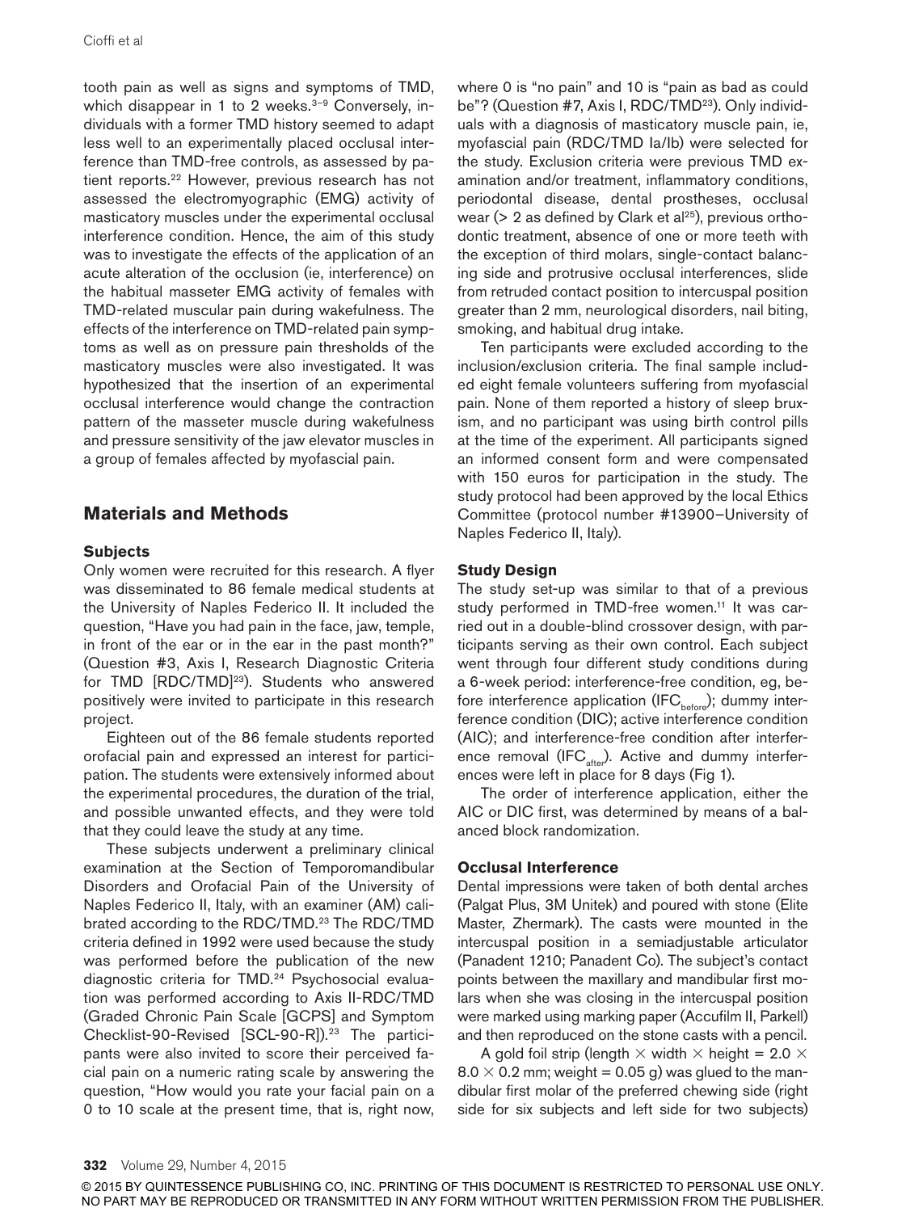tooth pain as well as signs and symptoms of TMD, which disappear in 1 to 2 weeks.[3–9] Conversely, individuals with a former TMD history seemed to adapt less well to an experimentally placed occlusal interference than TMD-free controls, as assessed by patient reports.[22] However, previous research has not assessed the electromyographic (EMG) activity of masticatory muscles under the experimental occlusal interference condition. Hence, the aim of this study was to investigate the effects of the application of an acute alteration of the occlusion (ie, interference) on the habitual masseter EMG activity of females with TMD-related muscular pain during wakefulness. The effects of the interference on TMD-related pain symptoms as well as on pressure pain thresholds of the masticatory muscles were also investigated. It was hypothesized that the insertion of an experimental occlusal interference would change the contraction pattern of the masseter muscle during wakefulness and pressure sensitivity of the jaw elevator muscles in a group of females affected by myofascial pain.

## Materials and Methods

### Subjects

Only women were recruited for this research. A flyer was disseminated to 86 female medical students at the University of Naples Federico II. It included the question, "Have you had pain in the face, jaw, temple, in front of the ear or in the ear in the past month?" (Question #3, Axis I, Research Diagnostic Criteria for TMD [RDC/TMD][23]). Students who answered positively were invited to participate in this research project.

Eighteen out of the 86 female students reported orofacial pain and expressed an interest for participation. The students were extensively informed about the experimental procedures, the duration of the trial, and possible unwanted effects, and they were told that they could leave the study at any time.

These subjects underwent a preliminary clinical examination at the Section of Temporomandibular Disorders and Orofacial Pain of the University of Naples Federico II, Italy, with an examiner (AM) calibrated according to the RDC/TMD.[23] The RDC/TMD criteria defined in 1992 were used because the study was performed before the publication of the new diagnostic criteria for TMD.[24] Psychosocial evaluation was performed according to Axis II-RDC/TMD (Graded Chronic Pain Scale [GCPS] and Symptom Checklist-90-Revised [SCL-90-R]).[23] The participants were also invited to score their perceived facial pain on a numeric rating scale by answering the question, "How would you rate your facial pain on a 0 to 10 scale at the present time, that is, right now, where 0 is "no pain" and 10 is "pain as bad as could be"? (Question #7, Axis I, RDC/TMD[23]). Only individuals with a diagnosis of masticatory muscle pain, ie, myofascial pain (RDC/TMD Ia/Ib) were selected for the study. Exclusion criteria were previous TMD examination and/or treatment, inflammatory conditions, periodontal disease, dental prostheses, occlusal wear (> 2 as defined by Clark et al[25]), previous orthodontic treatment, absence of one or more teeth with the exception of third molars, single-contact balancing side and protrusive occlusal interferences, slide from retruded contact position to intercuspal position greater than 2 mm, neurological disorders, nail biting, smoking, and habitual drug intake.

Ten participants were excluded according to the inclusion/exclusion criteria. The final sample included eight female volunteers suffering from myofascial pain. None of them reported a history of sleep bruxism, and no participant was using birth control pills at the time of the experiment. All participants signed an informed consent form and were compensated with 150 euros for participation in the study. The study protocol had been approved by the local Ethics Committee (protocol number #13900–University of Naples Federico II, Italy).

### Study Design

The study set-up was similar to that of a previous study performed in TMD-free women.[11] It was carried out in a double-blind crossover design, with participants serving as their own control. Each subject went through four different study conditions during a 6-week period: interference-free condition, eg, before interference application ($IFC_{before}$); dummy interference condition (DIC); active interference condition (AIC); and interference-free condition after interference removal ($IFC_{after}$). Active and dummy interferences were left in place for 8 days (Fig 1).

The order of interference application, either the AIC or DIC first, was determined by means of a balanced block randomization.

### Occlusal Interference

Dental impressions were taken of both dental arches (Palgat Plus, 3M Unitek) and poured with stone (Elite Master, Zhermark). The casts were mounted in the intercuspal position in a semiadjustable articulator (Panadent 1210; Panadent Co). The subject's contact points between the maxillary and mandibular first molars when she was closing in the intercuspal position were marked using marking paper (Accufilm II, Parkell) and then reproduced on the stone casts with a pencil.

A gold foil strip (length × width × height = 2.0 × 8.0 × 0.2 mm; weight = 0.05 g) was glued to the mandibular first molar of the preferred chewing side (right side for six subjects and left side for two subjects)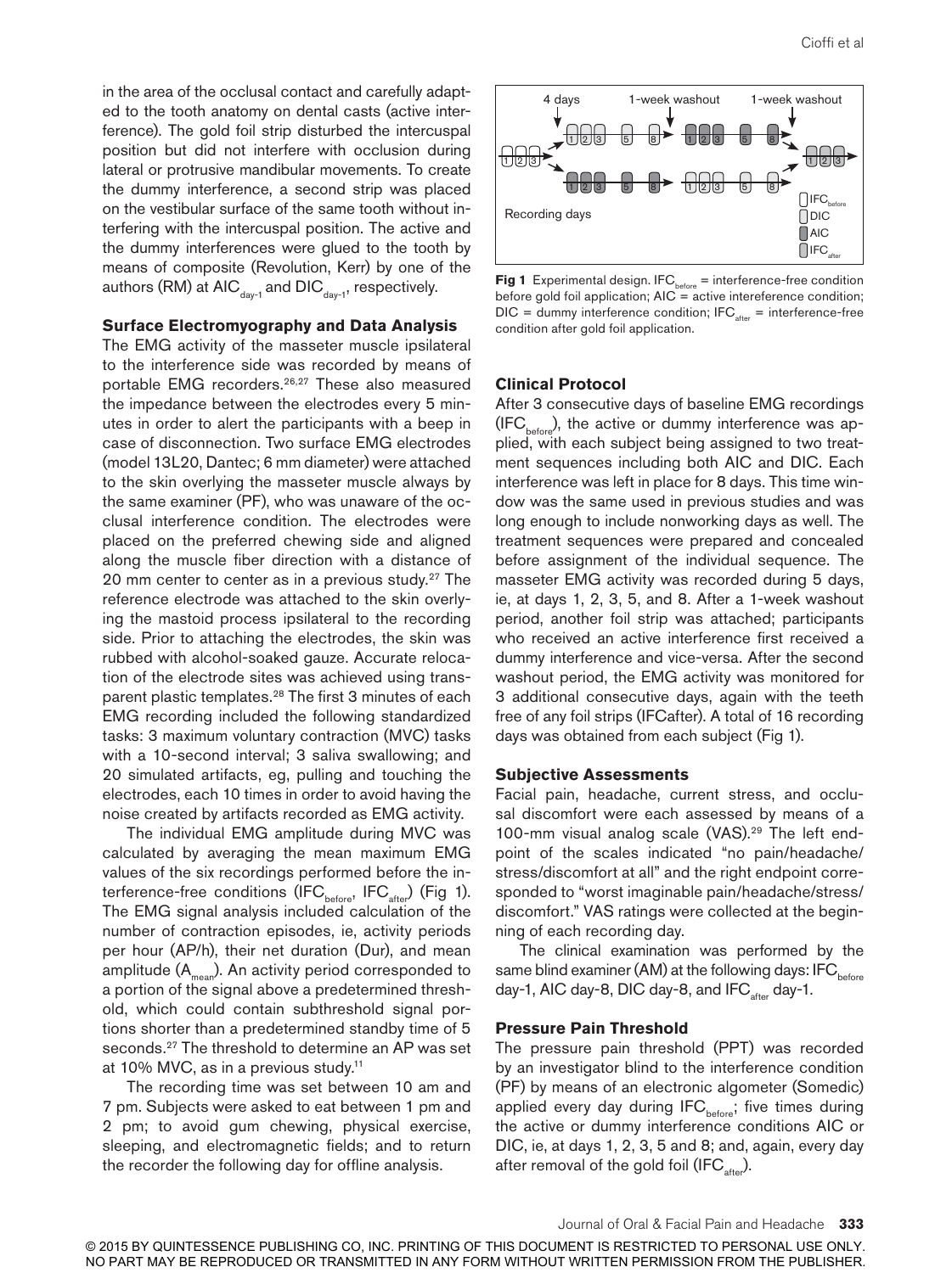in the area of the occlusal contact and carefully adapted to the tooth anatomy on dental casts (active interference). The gold foil strip disturbed the intercuspal position but did not interfere with occlusion during lateral or protrusive mandibular movements. To create the dummy interference, a second strip was placed on the vestibular surface of the same tooth without interfering with the intercuspal position. The active and the dummy interferences were glued to the tooth by means of composite (Revolution, Kerr) by one of the authors (RM) at $AIC_{day-1}$ and $DIC_{day-1}$, respectively.

### Surface Electromyography and Data Analysis

The EMG activity of the masseter muscle ipsilateral to the interference side was recorded by means of portable EMG recorders.[26,27] These also measured the impedance between the electrodes every 5 minutes in order to alert the participants with a beep in case of disconnection. Two surface EMG electrodes (model 13L20, Dantec; 6 mm diameter) were attached to the skin overlying the masseter muscle always by the same examiner (PF), who was unaware of the occlusal interference condition. The electrodes were placed on the preferred chewing side and aligned along the muscle fiber direction with a distance of 20 mm center to center as in a previous study.[27] The reference electrode was attached to the skin overlying the mastoid process ipsilateral to the recording side. Prior to attaching the electrodes, the skin was rubbed with alcohol-soaked gauze. Accurate relocation of the electrode sites was achieved using transparent plastic templates.[28] The first 3 minutes of each EMG recording included the following standardized tasks: 3 maximum voluntary contraction (MVC) tasks with a 10-second interval; 3 saliva swallowing; and 20 simulated artifacts, eg, pulling and touching the electrodes, each 10 times in order to avoid having the noise created by artifacts recorded as EMG activity.

The individual EMG amplitude during MVC was calculated by averaging the mean maximum EMG values of the six recordings performed before the interference-free conditions ($IFC_{before}$, $IFC_{after}$) (Fig 1). The EMG signal analysis included calculation of the number of contraction episodes, ie, activity periods per hour (AP/h), their net duration (Dur), and mean amplitude ($A_{mean}$). An activity period corresponded to a portion of the signal above a predetermined threshold, which could contain subthreshold signal portions shorter than a predetermined standby time of 5 seconds.[27] The threshold to determine an AP was set at 10% MVC, as in a previous study.[11]

The recording time was set between 10 am and 7 pm. Subjects were asked to eat between 1 pm and 2 pm; to avoid gum chewing, physical exercise, sleeping, and electromagnetic fields; and to return the recorder the following day for offline analysis.

**Fig 1** Experimental design. $IFC_{before}$ = interference-free condition before gold foil application; AIC = active intereference condition; DIC = dummy interference condition; $IFC_{after}$ = interference-free condition after gold foil application.

### Clinical Protocol

After 3 consecutive days of baseline EMG recordings ($IFC_{before}$), the active or dummy interference was applied, with each subject being assigned to two treatment sequences including both AIC and DIC. Each interference was left in place for 8 days. This time window was the same used in previous studies and was long enough to include nonworking days as well. The treatment sequences were prepared and concealed before assignment of the individual sequence. The masseter EMG activity was recorded during 5 days, ie, at days 1, 2, 3, 5, and 8. After a 1-week washout period, another foil strip was attached; participants who received an active interference first received a dummy interference and vice-versa. After the second washout period, the EMG activity was monitored for 3 additional consecutive days, again with the teeth free of any foil strips (IFCafter). A total of 16 recording days was obtained from each subject (Fig 1).

### Subjective Assessments

Facial pain, headache, current stress, and occlusal discomfort were each assessed by means of a 100-mm visual analog scale (VAS).[29] The left endpoint of the scales indicated "no pain/headache/stress/discomfort at all" and the right endpoint corresponded to "worst imaginable pain/headache/stress/discomfort." VAS ratings were collected at the beginning of each recording day.

The clinical examination was performed by the same blind examiner (AM) at the following days: $IFC_{before}$ day-1, AIC day-8, DIC day-8, and $IFC_{after}$ day-1.

### Pressure Pain Threshold

The pressure pain threshold (PPT) was recorded by an investigator blind to the interference condition (PF) by means of an electronic algometer (Somedic) applied every day during $IFC_{before}$; five times during the active or dummy interference conditions AIC or DIC, ie, at days 1, 2, 3, 5 and 8; and, again, every day after removal of the gold foil ($IFC_{after}$).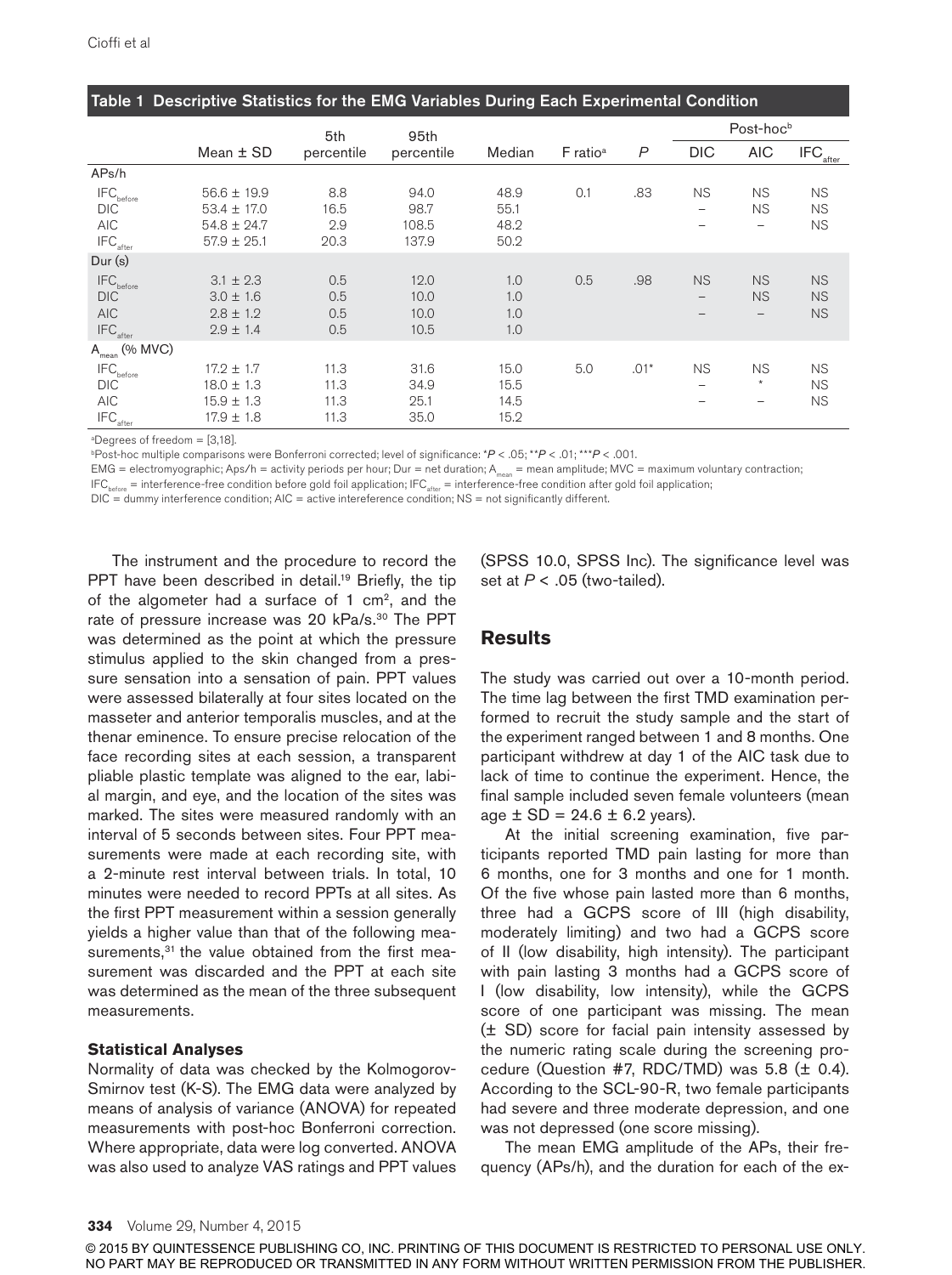**Table 1 Descriptive Statistics for the EMG Variables During Each Experimental Condition**

| | Mean ± SD | 5th percentile | 95th percentile | Median | F ratio[a] | *P* | Post-hoc[b] | | |
|---|---|---|---|---|---|---|---|---|---|
| | | | | | | | DIC | AIC | $IFC_{after}$ |
| APs/h | | | | | | | | | |
| $IFC_{before}$ | 56.6 ± 19.9 | 8.8 | 94.0 | 48.9 | 0.1 | .83 | NS | NS | NS |
| DIC | 53.4 ± 17.0 | 16.5 | 98.7 | 55.1 | | | – | NS | NS |
| AIC | 54.8 ± 24.7 | 2.9 | 108.5 | 48.2 | | | – | – | NS |
| $IFC_{after}$ | 57.9 ± 25.1 | 20.3 | 137.9 | 50.2 | | | | | |
| Dur (s) | | | | | | | | | |
| $IFC_{before}$ | 3.1 ± 2.3 | 0.5 | 12.0 | 1.0 | 0.5 | .98 | NS | NS | NS |
| DIC | 3.0 ± 1.6 | 0.5 | 10.0 | 1.0 | | | – | NS | NS |
| AIC | 2.8 ± 1.2 | 0.5 | 10.0 | 1.0 | | | – | – | NS |
| $IFC_{after}$ | 2.9 ± 1.4 | 0.5 | 10.5 | 1.0 | | | | | |
| $A_{mean}$ (% MVC) | | | | | | | | | |
| $IFC_{before}$ | 17.2 ± 1.7 | 11.3 | 31.6 | 15.0 | 5.0 | .01* | NS | NS | NS |
| DIC | 18.0 ± 1.3 | 11.3 | 34.9 | 15.5 | | | – | * | NS |
| AIC | 15.9 ± 1.3 | 11.3 | 25.1 | 14.5 | | | – | – | NS |
| $IFC_{after}$ | 17.9 ± 1.8 | 11.3 | 35.0 | 15.2 | | | | | |

[a]Degrees of freedom = [3,18].

[b]Post-hoc multiple comparisons were Bonferroni corrected; level of significance: *$P < .05$; **$P < .01$; ***$P < .001$.

EMG = electromyographic; Aps/h = activity periods per hour; Dur = net duration; $A_{mean}$ = mean amplitude; MVC = maximum voluntary contraction; $IFC_{before}$ = interference-free condition before gold foil application; $IFC_{after}$ = interference-free condition after gold foil application; DIC = dummy interference condition; AIC = active intereference condition; NS = not significantly different.

The instrument and the procedure to record the PPT have been described in detail.[19] Briefly, the tip of the algometer had a surface of 1 $cm^2$, and the rate of pressure increase was 20 kPa/s.[30] The PPT was determined as the point at which the pressure stimulus applied to the skin changed from a pressure sensation into a sensation of pain. PPT values were assessed bilaterally at four sites located on the masseter and anterior temporalis muscles, and at the thenar eminence. To ensure precise relocation of the face recording sites at each session, a transparent pliable plastic template was aligned to the ear, labial margin, and eye, and the location of the sites was marked. The sites were measured randomly with an interval of 5 seconds between sites. Four PPT measurements were made at each recording site, with a 2-minute rest interval between trials. In total, 10 minutes were needed to record PPTs at all sites. As the first PPT measurement within a session generally yields a higher value than that of the following measurements,[31] the value obtained from the first measurement was discarded and the PPT at each site was determined as the mean of the three subsequent measurements.

### Statistical Analyses

Normality of data was checked by the Kolmogorov-Smirnov test (K-S). The EMG data were analyzed by means of analysis of variance (ANOVA) for repeated measurements with post-hoc Bonferroni correction. Where appropriate, data were log converted. ANOVA was also used to analyze VAS ratings and PPT values (SPSS 10.0, SPSS Inc). The significance level was set at $P < .05$ (two-tailed).

## Results

The study was carried out over a 10-month period. The time lag between the first TMD examination performed to recruit the study sample and the start of the experiment ranged between 1 and 8 months. One participant withdrew at day 1 of the AIC task due to lack of time to continue the experiment. Hence, the final sample included seven female volunteers (mean age ± SD = 24.6 ± 6.2 years).

At the initial screening examination, five participants reported TMD pain lasting for more than 6 months, one for 3 months and one for 1 month. Of the five whose pain lasted more than 6 months, three had a GCPS score of III (high disability, moderately limiting) and two had a GCPS score of II (low disability, high intensity). The participant with pain lasting 3 months had a GCPS score of I (low disability, low intensity), while the GCPS score of one participant was missing. The mean (± SD) score for facial pain intensity assessed by the numeric rating scale during the screening procedure (Question #7, RDC/TMD) was 5.8 (± 0.4). According to the SCL-90-R, two female participants had severe and three moderate depression, and one was not depressed (one score missing).

The mean EMG amplitude of the APs, their frequency (APs/h), and the duration for each of the ex-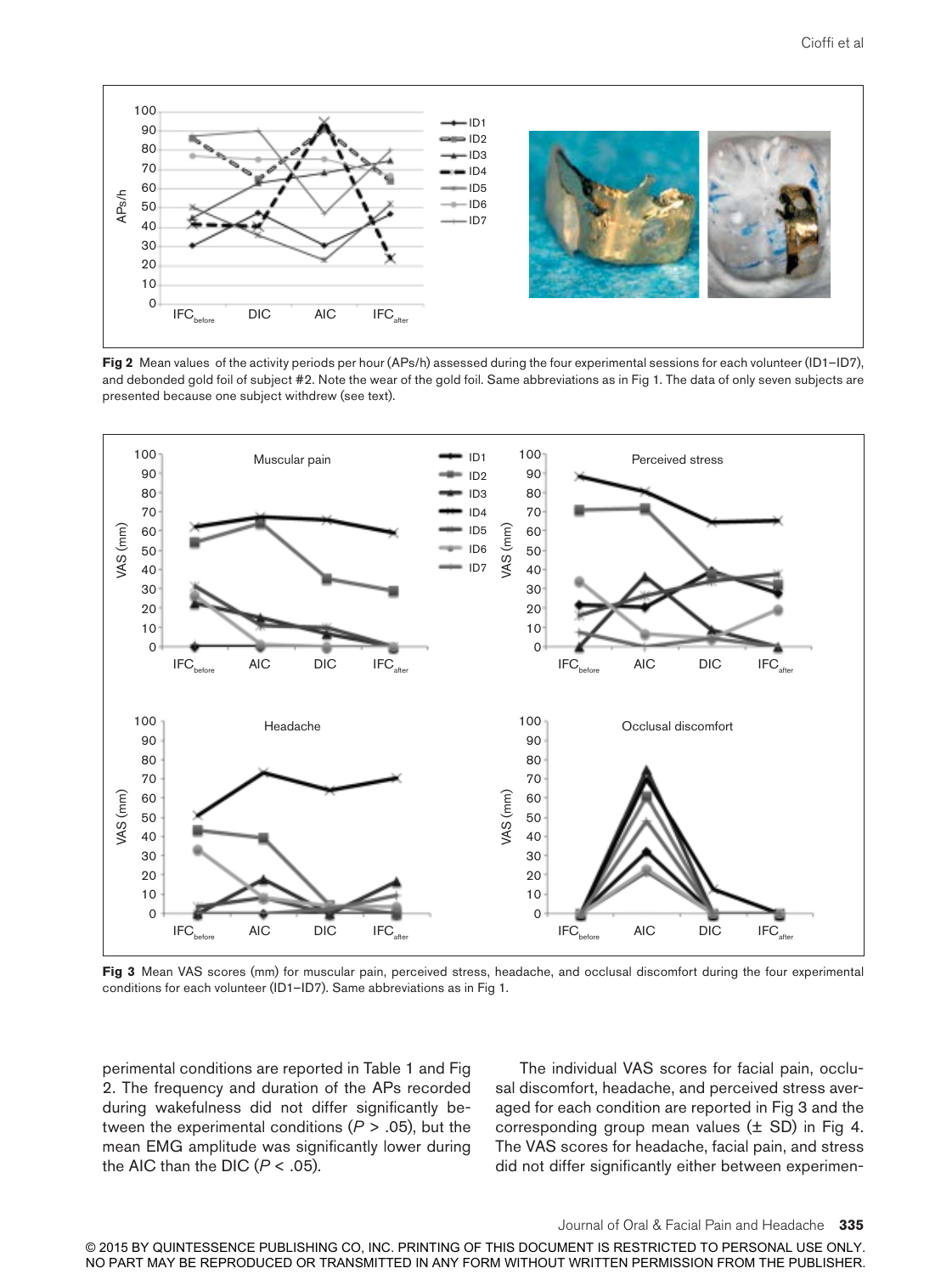**Fig 2** Mean values of the activity periods per hour (APs/h) assessed during the four experimental sessions for each volunteer (ID1–ID7), and debonded gold foil of subject #2. Note the wear of the gold foil. Same abbreviations as in Fig 1. The data of only seven subjects are presented because one subject withdrew (see text).

**Fig 3** Mean VAS scores (mm) for muscular pain, perceived stress, headache, and occlusal discomfort during the four experimental conditions for each volunteer (ID1–ID7). Same abbreviations as in Fig 1.

perimental conditions are reported in Table 1 and Fig 2. The frequency and duration of the APs recorded during wakefulness did not differ significantly between the experimental conditions (*P* > .05), but the mean EMG amplitude was significantly lower during the AIC than the DIC (*P* < .05).

The individual VAS scores for facial pain, occlusal discomfort, headache, and perceived stress averaged for each condition are reported in Fig 3 and the corresponding group mean values (± SD) in Fig 4. The VAS scores for headache, facial pain, and stress did not differ significantly either between experimen-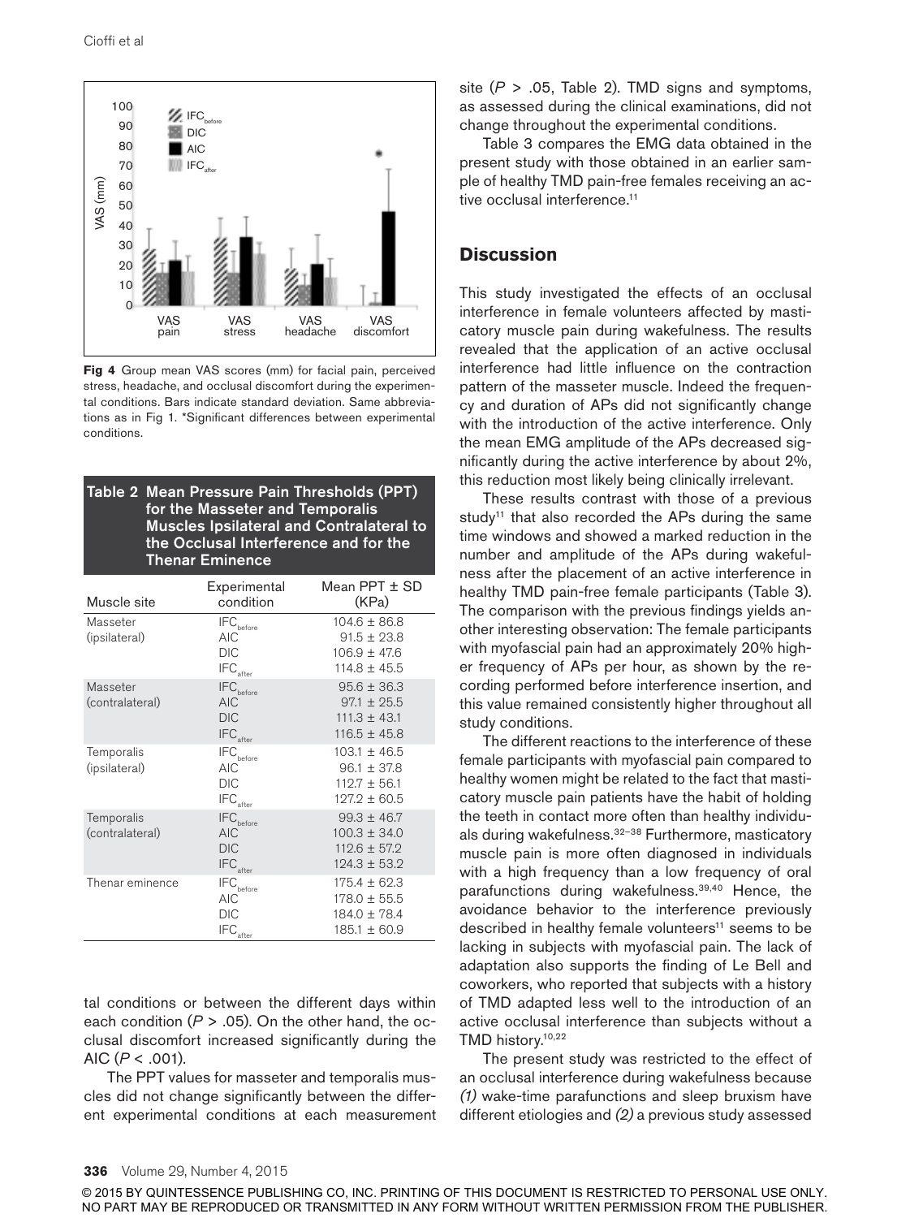Fig 4 Group mean VAS scores (mm) for facial pain, perceived stress, headache, and occlusal discomfort during the experimental conditions. Bars indicate standard deviation. Same abbreviations as in Fig 1. *Significant differences between experimental conditions.

**Table 2 Mean Pressure Pain Thresholds (PPT) for the Masseter and Temporalis Muscles Ipsilateral and Contralateral to the Occlusal Interference and for the Thenar Eminence**

| Muscle site | Experimental condition | Mean PPT ± SD (KPa) |
|---|---|---|
| Masseter (ipsilateral) | $IFC_{before}$ | 104.6 ± 86.8 |
| | AIC | 91.5 ± 23.8 |
| | DIC | 106.9 ± 47.6 |
| | $IFC_{after}$ | 114.8 ± 45.5 |
| Masseter (contralateral) | $IFC_{before}$ | 95.6 ± 36.3 |
| | AIC | 97.1 ± 25.5 |
| | DIC | 111.3 ± 43.1 |
| | $IFC_{after}$ | 116.5 ± 45.8 |
| Temporalis (ipsilateral) | $IFC_{before}$ | 103.1 ± 46.5 |
| | AIC | 96.1 ± 37.8 |
| | DIC | 112.7 ± 56.1 |
| | $IFC_{after}$ | 127.2 ± 60.5 |
| Temporalis (contralateral) | $IFC_{before}$ | 99.3 ± 46.7 |
| | AIC | 100.3 ± 34.0 |
| | DIC | 112.6 ± 57.2 |
| | $IFC_{after}$ | 124.3 ± 53.2 |
| Thenar eminence | $IFC_{before}$ | 175.4 ± 62.3 |
| | AIC | 178.0 ± 55.5 |
| | DIC | 184.0 ± 78.4 |
| | $IFC_{after}$ | 185.1 ± 60.9 |

tal conditions or between the different days within each condition ($P > .05$). On the other hand, the occlusal discomfort increased significantly during the AIC ($P < .001$).

The PPT values for masseter and temporalis muscles did not change significantly between the different experimental conditions at each measurement site ($P > .05$, Table 2). TMD signs and symptoms, as assessed during the clinical examinations, did not change throughout the experimental conditions.

Table 3 compares the EMG data obtained in the present study with those obtained in an earlier sample of healthy TMD pain-free females receiving an active occlusal interference.[11]

## Discussion

This study investigated the effects of an occlusal interference in female volunteers affected by masticatory muscle pain during wakefulness. The results revealed that the application of an active occlusal interference had little influence on the contraction pattern of the masseter muscle. Indeed the frequency and duration of APs did not significantly change with the introduction of the active interference. Only the mean EMG amplitude of the APs decreased significantly during the active interference by about 2%, this reduction most likely being clinically irrelevant.

These results contrast with those of a previous study[11] that also recorded the APs during the same time windows and showed a marked reduction in the number and amplitude of the APs during wakefulness after the placement of an active interference in healthy TMD pain-free female participants (Table 3). The comparison with the previous findings yields another interesting observation: The female participants with myofascial pain had an approximately 20% higher frequency of APs per hour, as shown by the recording performed before interference insertion, and this value remained consistently higher throughout all study conditions.

The different reactions to the interference of these female participants with myofascial pain compared to healthy women might be related to the fact that masticatory muscle pain patients have the habit of holding the teeth in contact more often than healthy individuals during wakefulness.[32–38] Furthermore, masticatory muscle pain is more often diagnosed in individuals with a high frequency than a low frequency of oral parafunctions during wakefulness.[39,40] Hence, the avoidance behavior to the interference previously described in healthy female volunteers[11] seems to be lacking in subjects with myofascial pain. The lack of adaptation also supports the finding of Le Bell and coworkers, who reported that subjects with a history of TMD adapted less well to the introduction of an active occlusal interference than subjects without a TMD history.[10,22]

The present study was restricted to the effect of an occlusal interference during wakefulness because *(1)* wake-time parafunctions and sleep bruxism have different etiologies and *(2)* a previous study assessed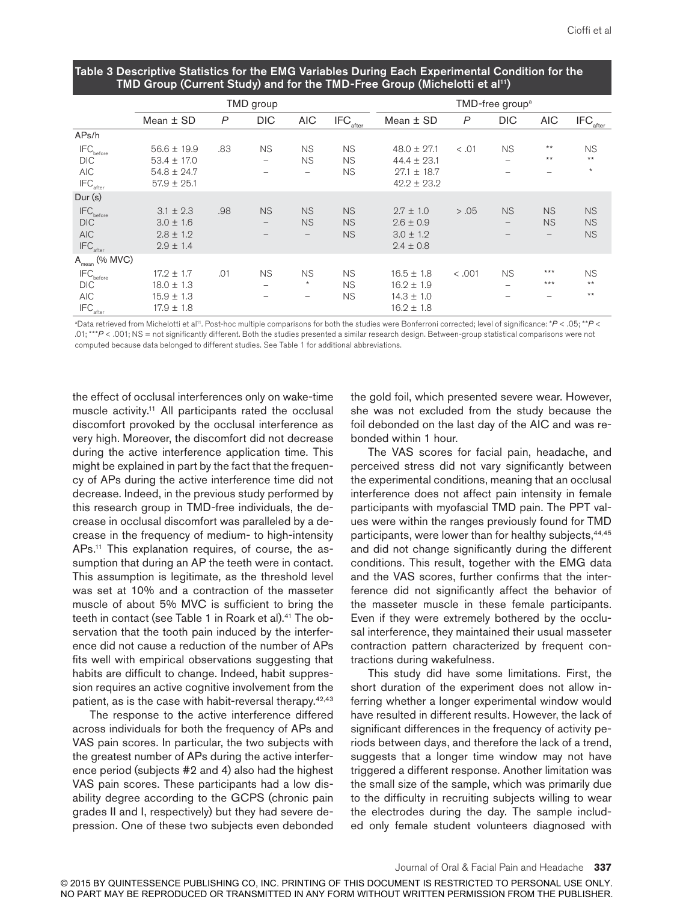**Table 3 Descriptive Statistics for the EMG Variables During Each Experimental Condition for the TMD Group (Current Study) and for the TMD-Free Group (Michelotti et al[11])**

| | TMD group | | | | | TMD-free group[a] | | | | |
|---|---|---|---|---|---|---|---|---|---|---|
| | Mean ± SD | *P* | DIC | AIC | $IFC_{after}$ | Mean ± SD | *P* | DIC | AIC | $IFC_{after}$ |
| APs/h | | | | | | | | | | |
| $IFC_{before}$ | 56.6 ± 19.9 | .83 | NS | NS | NS | 48.0 ± 27.1 | < .01 | NS | ** | NS |
| DIC | 53.4 ± 17.0 | | – | NS | NS | 44.4 ± 23.1 | | – | ** | ** |
| AIC | 54.8 ± 24.7 | | – | – | NS | 27.1 ± 18.7 | | – | – | * |
| $IFC_{after}$ | 57.9 ± 25.1 | | | | | 42.2 ± 23.2 | | | | |
| Dur (s) | | | | | | | | | | |
| $IFC_{before}$ | 3.1 ± 2.3 | .98 | NS | NS | NS | 2.7 ± 1.0 | > .05 | NS | NS | NS |
| DIC | 3.0 ± 1.6 | | – | NS | NS | 2.6 ± 0.9 | | – | NS | NS |
| AIC | 2.8 ± 1.2 | | – | – | NS | 3.0 ± 1.2 | | – | – | NS |
| $IFC_{after}$ | 2.9 ± 1.4 | | | | | 2.4 ± 0.8 | | | | |
| $A_{mean}$ (% MVC) | | | | | | | | | | |
| $IFC_{before}$ | 17.2 ± 1.7 | .01 | NS | NS | NS | 16.5 ± 1.8 | < .001 | NS | *** | NS |
| DIC | 18.0 ± 1.3 | | – | * | NS | 16.2 ± 1.9 | | – | *** | ** |
| AIC | 15.9 ± 1.3 | | – | – | NS | 14.3 ± 1.0 | | – | – | ** |
| $IFC_{after}$ | 17.9 ± 1.8 | | | | | 16.2 ± 1.8 | | | | |

[a]Data retrieved from Michelotti et al[11]. Post-hoc multiple comparisons for both the studies were Bonferroni corrected; level of significance: *$P < .05$; **$P < .01$; ***$P < .001$; NS = not significantly different. Both the studies presented a similar research design. Between-group statistical comparisons were not computed because data belonged to different studies. See Table 1 for additional abbreviations.

the effect of occlusal interferences only on wake-time muscle activity.[11] All participants rated the occlusal discomfort provoked by the occlusal interference as very high. Moreover, the discomfort did not decrease during the active interference application time. This might be explained in part by the fact that the frequency of APs during the active interference time did not decrease. Indeed, in the previous study performed by this research group in TMD-free individuals, the decrease in occlusal discomfort was paralleled by a decrease in the frequency of medium- to high-intensity APs.[11] This explanation requires, of course, the assumption that during an AP the teeth were in contact. This assumption is legitimate, as the threshold level was set at 10% and a contraction of the masseter muscle of about 5% MVC is sufficient to bring the teeth in contact (see Table 1 in Roark et al).[41] The observation that the tooth pain induced by the interference did not cause a reduction of the number of APs fits well with empirical observations suggesting that habits are difficult to change. Indeed, habit suppression requires an active cognitive involvement from the patient, as is the case with habit-reversal therapy.[42,43]

The response to the active interference differed across individuals for both the frequency of APs and VAS pain scores. In particular, the two subjects with the greatest number of APs during the active interference period (subjects #2 and 4) also had the highest VAS pain scores. These participants had a low disability degree according to the GCPS (chronic pain grades II and I, respectively) but they had severe depression. One of these two subjects even debonded the gold foil, which presented severe wear. However, she was not excluded from the study because the foil debonded on the last day of the AIC and was rebonded within 1 hour.

The VAS scores for facial pain, headache, and perceived stress did not vary significantly between the experimental conditions, meaning that an occlusal interference does not affect pain intensity in female participants with myofascial TMD pain. The PPT values were within the ranges previously found for TMD participants, were lower than for healthy subjects,[44,45] and did not change significantly during the different conditions. This result, together with the EMG data and the VAS scores, further confirms that the interference did not significantly affect the behavior of the masseter muscle in these female participants. Even if they were extremely bothered by the occlusal interference, they maintained their usual masseter contraction pattern characterized by frequent contractions during wakefulness.

This study did have some limitations. First, the short duration of the experiment does not allow inferring whether a longer experimental window would have resulted in different results. However, the lack of significant differences in the frequency of activity periods between days, and therefore the lack of a trend, suggests that a longer time window may not have triggered a different response. Another limitation was the small size of the sample, which was primarily due to the difficulty in recruiting subjects willing to wear the electrodes during the day. The sample included only female student volunteers diagnosed with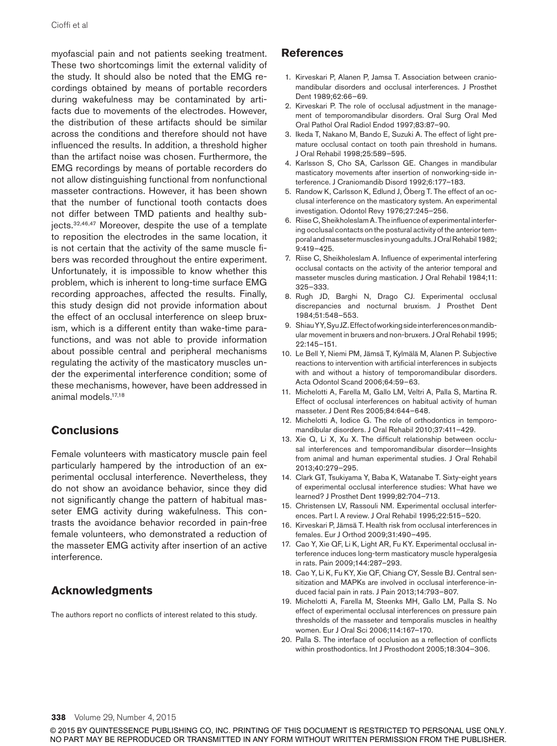myofascial pain and not patients seeking treatment. These two shortcomings limit the external validity of the study. It should also be noted that the EMG recordings obtained by means of portable recorders during wakefulness may be contaminated by artifacts due to movements of the electrodes. However, the distribution of these artifacts should be similar across the conditions and therefore should not have influenced the results. In addition, a threshold higher than the artifact noise was chosen. Furthermore, the EMG recordings by means of portable recorders do not allow distinguishing functional from nonfunctional masseter contractions. However, it has been shown that the number of functional tooth contacts does not differ between TMD patients and healthy subjects.[32,46,47] Moreover, despite the use of a template to reposition the electrodes in the same location, it is not certain that the activity of the same muscle fibers was recorded throughout the entire experiment. Unfortunately, it is impossible to know whether this problem, which is inherent to long-time surface EMG recording approaches, affected the results. Finally, this study design did not provide information about the effect of an occlusal interference on sleep bruxism, which is a different entity than wake-time parafunctions, and was not able to provide information about possible central and peripheral mechanisms regulating the activity of the masticatory muscles under the experimental interference condition; some of these mechanisms, however, have been addressed in animal models.[17,18]

## Conclusions

Female volunteers with masticatory muscle pain feel particularly hampered by the introduction of an experimental occlusal interference. Nevertheless, they do not show an avoidance behavior, since they did not significantly change the pattern of habitual masseter EMG activity during wakefulness. This contrasts the avoidance behavior recorded in pain-free female volunteers, who demonstrated a reduction of the masseter EMG activity after insertion of an active interference.

## Acknowledgments

The authors report no conflicts of interest related to this study.

## References

1. Kirveskari P, Alanen P, Jamsa T. Association between craniomandibular disorders and occlusal interferences. J Prosthet Dent 1989;62:66–69.
2. Kirveskari P. The role of occlusal adjustment in the management of temporomandibular disorders. Oral Surg Oral Med Oral Pathol Oral Radiol Endod 1997;83:87–90.
3. Ikeda T, Nakano M, Bando E, Suzuki A. The effect of light premature occlusal contact on tooth pain threshold in humans. J Oral Rehabil 1998;25:589–595.
4. Karlsson S, Cho SA, Carlsson GE. Changes in mandibular masticatory movements after insertion of nonworking-side interference. J Craniomandib Disord 1992;6:177–183.
5. Randow K, Carlsson K, Edlund J, Öberg T. The effect of an occlusal interference on the masticatory system. An experimental investigation. Odontol Revy 1976;27:245–256.
6. Riise C, Sheikholeslam A. The influence of experimental interfering occlusal contacts on the postural activity of the anterior temporal and masseter muscles in young adults. J Oral Rehabil 1982; 9:419–425.
7. Riise C, Sheikholeslam A. Influence of experimental interfering occlusal contacts on the activity of the anterior temporal and masseter muscles during mastication. J Oral Rehabil 1984;11: 325–333.
8. Rugh JD, Barghi N, Drago CJ. Experimental occlusal discrepancies and nocturnal bruxism. J Prosthet Dent 1984;51:548–553.
9. Shiau YY, Syu JZ. Effect of working side interferences on mandibular movement in bruxers and non-bruxers. J Oral Rehabil 1995; 22:145–151.
10. Le Bell Y, Niemi PM, Jämsä T, Kylmälä M, Alanen P. Subjective reactions to intervention with artificial interferences in subjects with and without a history of temporomandibular disorders. Acta Odontol Scand 2006;64:59–63.
11. Michelotti A, Farella M, Gallo LM, Veltri A, Palla S, Martina R. Effect of occlusal interferences on habitual activity of human masseter. J Dent Res 2005;84:644–648.
12. Michelotti A, Iodice G. The role of orthodontics in temporomandibular disorders. J Oral Rehabil 2010;37:411–429.
13. Xie Q, Li X, Xu X. The difficult relationship between occlusal interferences and temporomandibular disorder—Insights from animal and human experimental studies. J Oral Rehabil 2013;40:279–295.
14. Clark GT, Tsukiyama Y, Baba K, Watanabe T. Sixty-eight years of experimental occlusal interference studies: What have we learned? J Prosthet Dent 1999;82:704–713.
15. Christensen LV, Rassouli NM. Experimental occlusal interferences. Part I. A review. J Oral Rehabil 1995;22:515–520.
16. Kirveskari P, Jämsä T. Health risk from occlusal interferences in females. Eur J Orthod 2009;31:490–495.
17. Cao Y, Xie QF, Li K, Light AR, Fu KY. Experimental occlusal interference induces long-term masticatory muscle hyperalgesia in rats. Pain 2009;144:287–293.
18. Cao Y, Li K, Fu KY, Xie QF, Chiang CY, Sessle BJ. Central sensitization and MAPKs are involved in occlusal interference-induced facial pain in rats. J Pain 2013;14:793–807.
19. Michelotti A, Farella M, Steenks MH, Gallo LM, Palla S. No effect of experimental occlusal interferences on pressure pain thresholds of the masseter and temporalis muscles in healthy women. Eur J Oral Sci 2006;114:167–170.
20. Palla S. The interface of occlusion as a reflection of conflicts within prosthodontics. Int J Prosthodont 2005;18:304–306.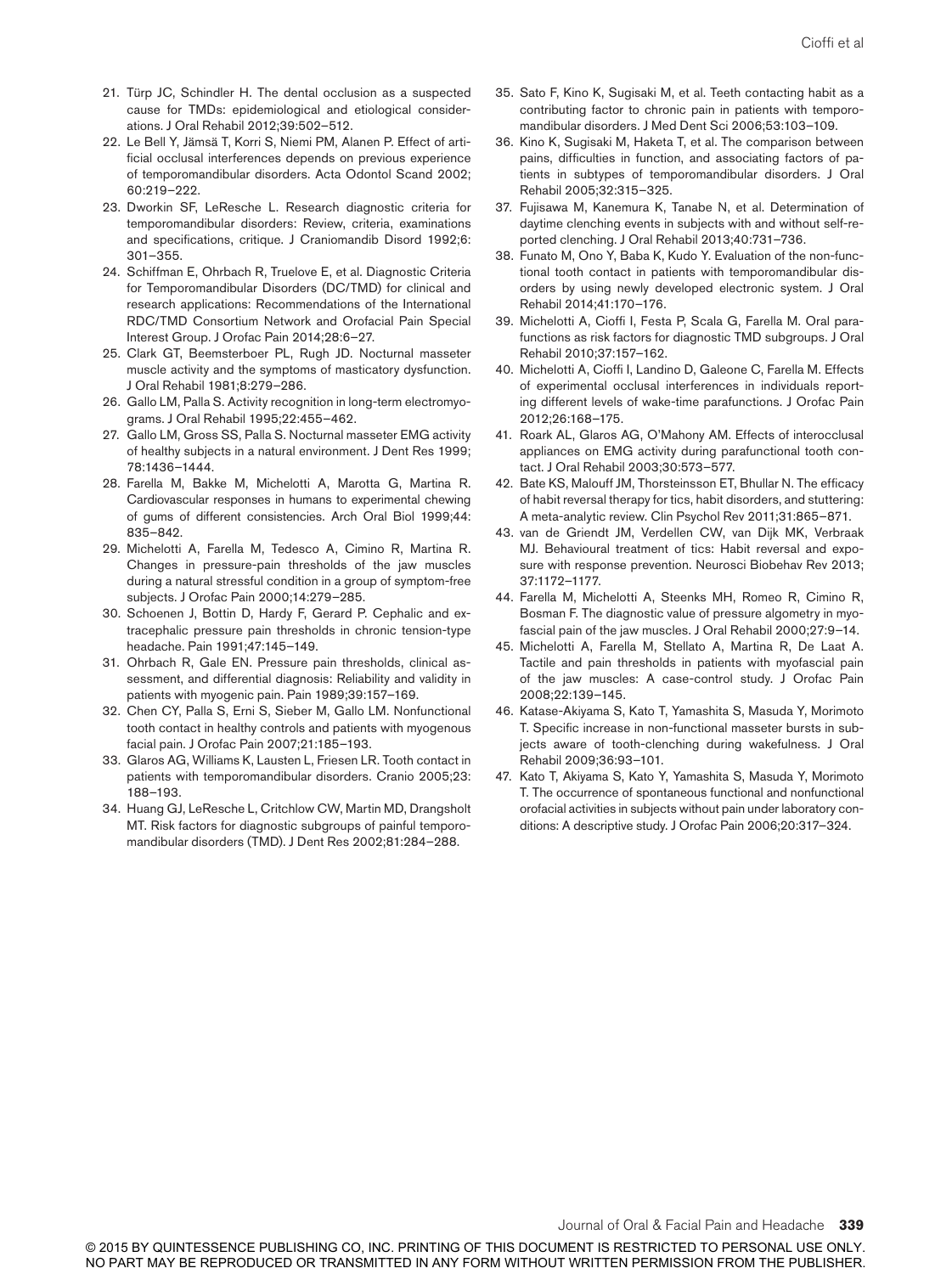21. Türp JC, Schindler H. The dental occlusion as a suspected cause for TMDs: epidemiological and etiological considerations. J Oral Rehabil 2012;39:502–512.
22. Le Bell Y, Jämsä T, Korri S, Niemi PM, Alanen P. Effect of artificial occlusal interferences depends on previous experience of temporomandibular disorders. Acta Odontol Scand 2002; 60:219–222.
23. Dworkin SF, LeResche L. Research diagnostic criteria for temporomandibular disorders: Review, criteria, examinations and specifications, critique. J Craniomandib Disord 1992;6: 301–355.
24. Schiffman E, Ohrbach R, Truelove E, et al. Diagnostic Criteria for Temporomandibular Disorders (DC/TMD) for clinical and research applications: Recommendations of the International RDC/TMD Consortium Network and Orofacial Pain Special Interest Group. J Orofac Pain 2014;28:6–27.
25. Clark GT, Beemsterboer PL, Rugh JD. Nocturnal masseter muscle activity and the symptoms of masticatory dysfunction. J Oral Rehabil 1981;8:279–286.
26. Gallo LM, Palla S. Activity recognition in long-term electromyograms. J Oral Rehabil 1995;22:455–462.
27. Gallo LM, Gross SS, Palla S. Nocturnal masseter EMG activity of healthy subjects in a natural environment. J Dent Res 1999; 78:1436–1444.
28. Farella M, Bakke M, Michelotti A, Marotta G, Martina R. Cardiovascular responses in humans to experimental chewing of gums of different consistencies. Arch Oral Biol 1999;44: 835–842.
29. Michelotti A, Farella M, Tedesco A, Cimino R, Martina R. Changes in pressure-pain thresholds of the jaw muscles during a natural stressful condition in a group of symptom-free subjects. J Orofac Pain 2000;14:279–285.
30. Schoenen J, Bottin D, Hardy F, Gerard P. Cephalic and extracephalic pressure pain thresholds in chronic tension-type headache. Pain 1991;47:145–149.
31. Ohrbach R, Gale EN. Pressure pain thresholds, clinical assessment, and differential diagnosis: Reliability and validity in patients with myogenic pain. Pain 1989;39:157–169.
32. Chen CY, Palla S, Erni S, Sieber M, Gallo LM. Nonfunctional tooth contact in healthy controls and patients with myogenous facial pain. J Orofac Pain 2007;21:185–193.
33. Glaros AG, Williams K, Lausten L, Friesen LR. Tooth contact in patients with temporomandibular disorders. Cranio 2005;23: 188–193.
34. Huang GJ, LeResche L, Critchlow CW, Martin MD, Drangsholt MT. Risk factors for diagnostic subgroups of painful temporomandibular disorders (TMD). J Dent Res 2002;81:284–288.
35. Sato F, Kino K, Sugisaki M, et al. Teeth contacting habit as a contributing factor to chronic pain in patients with temporomandibular disorders. J Med Dent Sci 2006;53:103–109.
36. Kino K, Sugisaki M, Haketa T, et al. The comparison between pains, difficulties in function, and associating factors of patients in subtypes of temporomandibular disorders. J Oral Rehabil 2005;32:315–325.
37. Fujisawa M, Kanemura K, Tanabe N, et al. Determination of daytime clenching events in subjects with and without self-reported clenching. J Oral Rehabil 2013;40:731–736.
38. Funato M, Ono Y, Baba K, Kudo Y. Evaluation of the non-functional tooth contact in patients with temporomandibular disorders by using newly developed electronic system. J Oral Rehabil 2014;41:170–176.
39. Michelotti A, Cioffi I, Festa P, Scala G, Farella M. Oral parafunctions as risk factors for diagnostic TMD subgroups. J Oral Rehabil 2010;37:157–162.
40. Michelotti A, Cioffi I, Landino D, Galeone C, Farella M. Effects of experimental occlusal interferences in individuals reporting different levels of wake-time parafunctions. J Orofac Pain 2012;26:168–175.
41. Roark AL, Glaros AG, O'Mahony AM. Effects of interocclusal appliances on EMG activity during parafunctional tooth contact. J Oral Rehabil 2003;30:573–577.
42. Bate KS, Malouff JM, Thorsteinsson ET, Bhullar N. The efficacy of habit reversal therapy for tics, habit disorders, and stuttering: A meta-analytic review. Clin Psychol Rev 2011;31:865–871.
43. van de Griendt JM, Verdellen CW, van Dijk MK, Verbraak MJ. Behavioural treatment of tics: Habit reversal and exposure with response prevention. Neurosci Biobehav Rev 2013; 37:1172–1177.
44. Farella M, Michelotti A, Steenks MH, Romeo R, Cimino R, Bosman F. The diagnostic value of pressure algometry in myofascial pain of the jaw muscles. J Oral Rehabil 2000;27:9–14.
45. Michelotti A, Farella M, Stellato A, Martina R, De Laat A. Tactile and pain thresholds in patients with myofascial pain of the jaw muscles: A case-control study. J Orofac Pain 2008;22:139–145.
46. Katase-Akiyama S, Kato T, Yamashita S, Masuda Y, Morimoto T. Specific increase in non-functional masseter bursts in subjects aware of tooth-clenching during wakefulness. J Oral Rehabil 2009;36:93–101.
47. Kato T, Akiyama S, Kato Y, Yamashita S, Masuda Y, Morimoto T. The occurrence of spontaneous functional and nonfunctional orofacial activities in subjects without pain under laboratory conditions: A descriptive study. J Orofac Pain 2006;20:317–324.